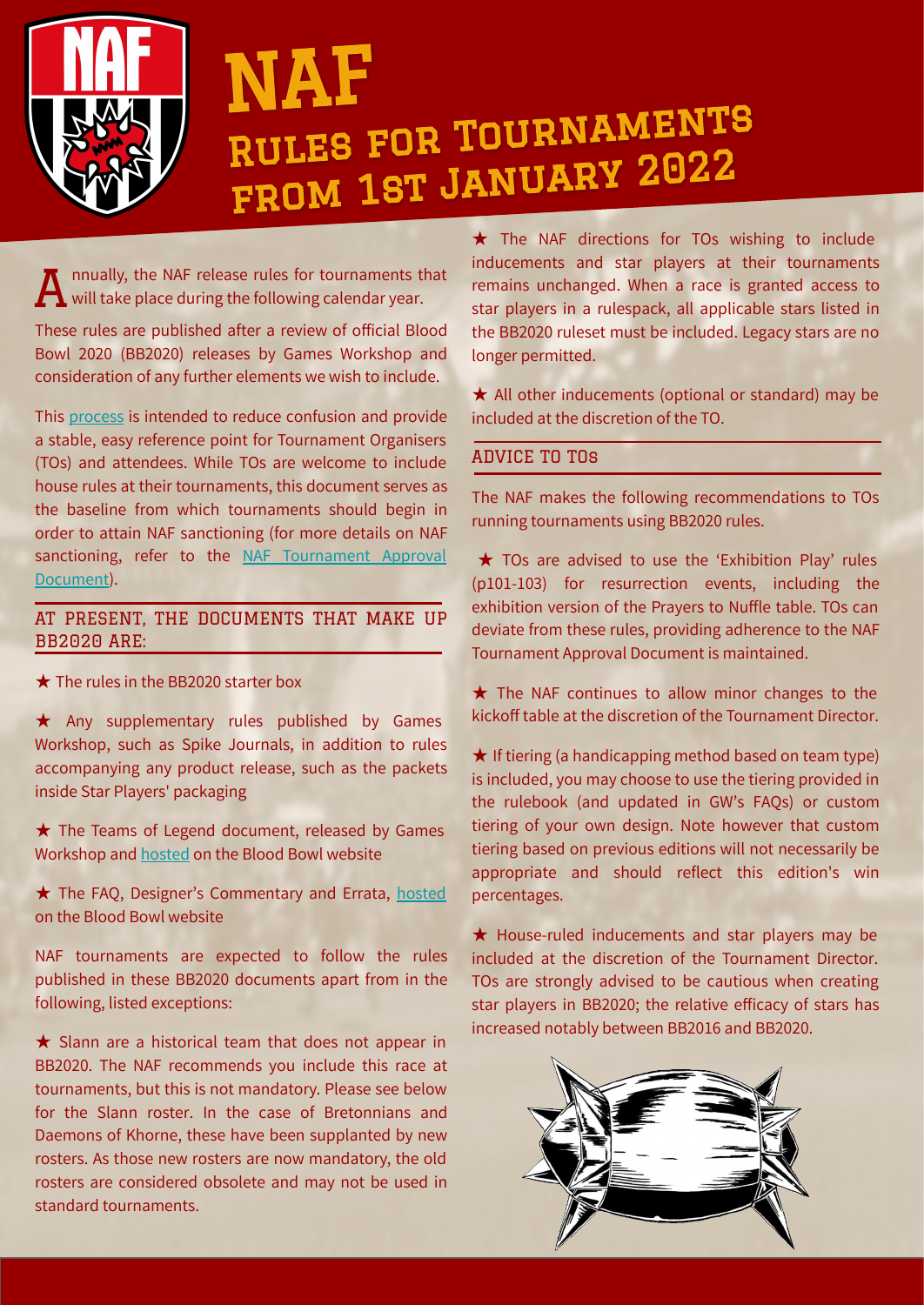# NAF

## Rules for Tournaments from 1st January 2022

Annually, the NAF release rules for tournaments that will take place during the following calendar year.

These rules are published after a review of official Blood Bowl 2020 (BB2020) releases by Games Workshop and consideration of any further elements we wish to include.

This process is intended to reduce confusion and provide a stable, easy reference point for Tournament Organisers (TOs) and attendees. While TOs are welcome to include house rules at their tournaments, this document serves as the baseline from which tournaments should begin in order to attain NAF sanctioning (for more details on NAF sanctioning, refer to the NAF Tournament Approval Document).

### At present, the documents that make up BB2020 are:

★ The rules in the BB2020 starter box

★ Any supplementary rules published by Games Workshop, such as Spike Journals, in addition to rules accompanying any product release, such as the packets inside Star Players' packaging

★ The Teams of Legend document, released by Games Workshop and hosted on the Blood Bowl website

★ The FAQ, Designer's Commentary and Errata, hosted on the Blood Bowl website

NAF tournaments are expected to follow the rules published in these BB2020 documents apart from in the following, listed exceptions:

★ Slann are a historical team that does not appear in BB2020. The NAF recommends you include this race at tournaments, but this is not mandatory. Please see below for the Slann roster. In the case of Bretonnians and Daemons of Khorne, these have been supplanted by new rosters. As those new rosters are now mandatory, the old rosters are considered obsolete and may not be used in standard tournaments.

★ The NAF directions for TOs wishing to include inducements and star players at their tournaments remains unchanged. When a race is granted access to star players in a rulespack, all applicable stars listed in the BB2020 ruleset must be included. Legacy stars are no longer permitted.

★ All other inducements (optional or standard) may be included at the discretion of the TO.

### Advice to TOs

The NAF makes the following recommendations to TOs running tournaments using BB2020 rules.

★ TOs are advised to use the 'Exhibition Play' rules (p101-103) for resurrection events, including the exhibition version of the Prayers to Nuffle table. TOs can deviate from these rules, providing adherence to the NAF Tournament Approval Document is maintained.

★ The NAF continues to allow minor changes to the kickoff table at the discretion of the Tournament Director.

★ If tiering (a handicapping method based on team type) is included, you may choose to use the tiering provided in the rulebook (and updated in GW's FAQs) or custom tiering of your own design. Note however that custom tiering based on previous editions will not necessarily be appropriate and should reflect this edition's win percentages.

★ House-ruled inducements and star players may be included at the discretion of the Tournament Director. TOs are strongly advised to be cautious when creating star players in BB2020; the relative efficacy of stars has increased notably between BB2016 and BB2020.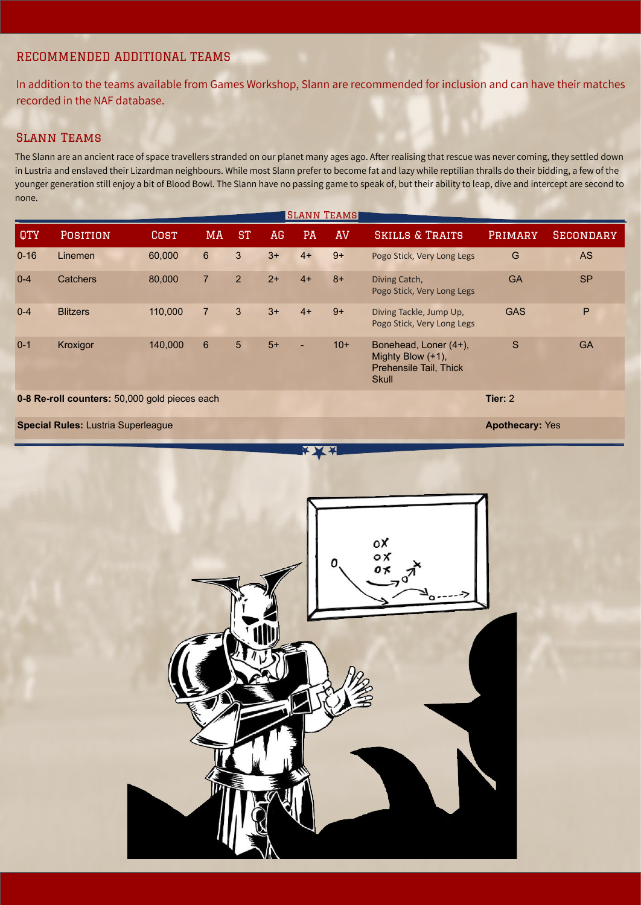## RECOMMENDED ADDITIONAL TEAMS

In addition to the teams available from Games Workshop, Slann are recommended for inclusion and can have their matches recorded in the NAF database.

### Slann Teams

The Slann are an ancient race of space travellers stranded on our planet many ages ago. After realising that rescue was never coming, they settled down in Lustria and enslaved their Lizardman neighbours. While most Slann prefer to become fat and lazy while reptilian thralls do their bidding, a few of the younger generation still enjoy a bit of Blood Bowl. The Slann have no passing game to speak of, but their ability to leap, dive and intercept are second to none.

**Slann Teams**

| QTY | Position | Cost | MA | ST | AG | PA | AV | Skills & Traits | Primary | Secondary |
|---|---|---|---|---|---|---|---|---|---|---|
| 0-16 | Linemen | 60,000 | 6 | 3 | 3+ | 4+ | 9+ | Pogo Stick, Very Long Legs | G | AS |
| 0-4 | Catchers | 80,000 | 7 | 2 | 2+ | 4+ | 8+ | Diving Catch, Pogo Stick, Very Long Legs | GA | SP |
| 0-4 | Blitzers | 110,000 | 7 | 3 | 3+ | 4+ | 9+ | Diving Tackle, Jump Up, Pogo Stick, Very Long Legs | GAS | P |
| 0-1 | Kroxigor | 140,000 | 6 | 5 | 5+ | - | 10+ | Bonehead, Loner (4+), Mighty Blow (+1), Prehensile Tail, Thick Skull | S | GA |

**0-8 Re-roll counters:** 50,000 gold pieces each

**Tier:** 2

**Special Rules:** Lustria Superleague

**Apothecary:** Yes